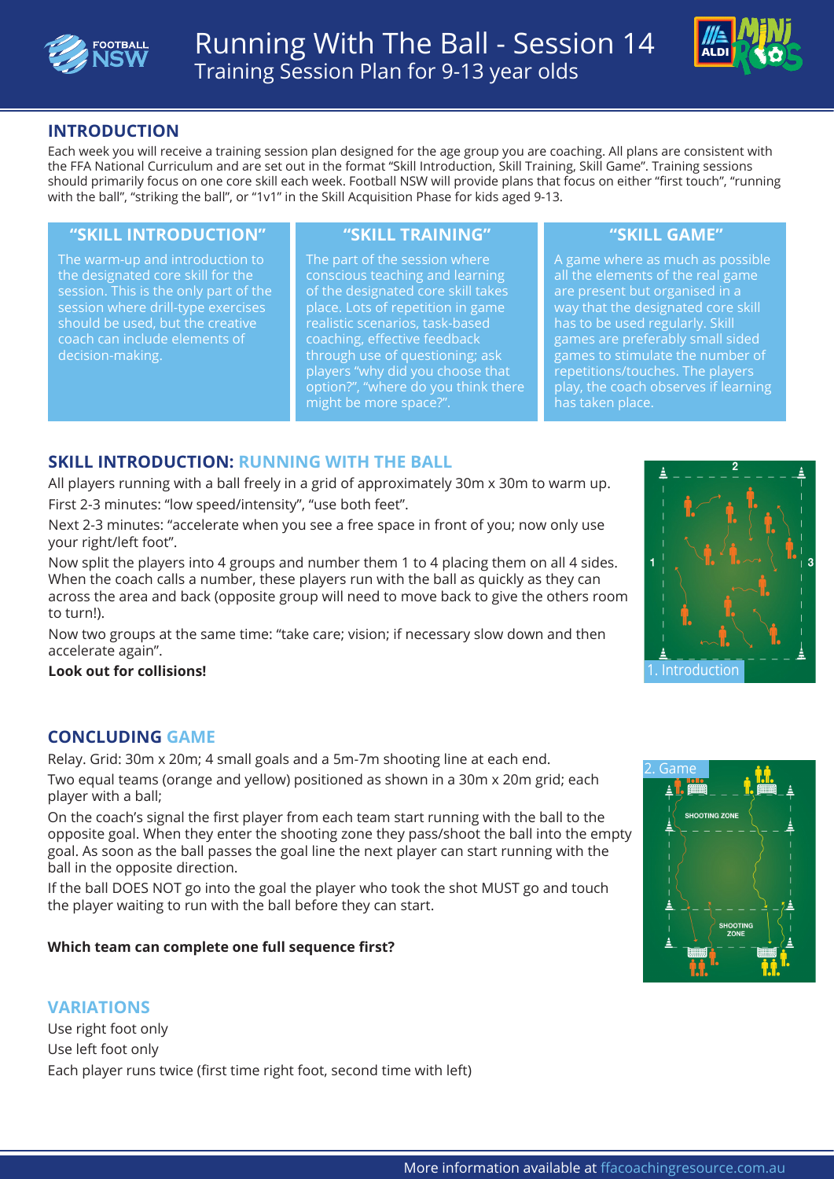# Running With The Ball - Session 14

Training Session Plan for 9-13 year olds

## INTRODUCTION

Each week you will receive a training session plan designed for the age group you are coaching. All plans are consistent with the FFA National Curriculum and are set out in the format "Skill Introduction, Skill Training, Skill Game". Training sessions should primarily focus on one core skill each week. Football NSW will provide plans that focus on either "first touch", "running with the ball", "striking the ball", or "1v1" in the Skill Acquisition Phase for kids aged 9-13.

### "SKILL INTRODUCTION"

The warm-up and introduction to the designated core skill for the session. This is the only part of the session where drill-type exercises should be used, but the creative coach can include elements of decision-making.

### "SKILL TRAINING"

The part of the session where conscious teaching and learning of the designated core skill takes place. Lots of repetition in game realistic scenarios, task-based coaching, effective feedback through use of questioning; ask players "why did you choose that option?", "where do you think there might be more space?".

### "SKILL GAME"

A game where as much as possible all the elements of the real game are present but organised in a way that the designated core skill has to be used regularly. Skill games are preferably small sided games to stimulate the number of repetitions/touches. The players play, the coach observes if learning has taken place.

## SKILL INTRODUCTION: RUNNING WITH THE BALL

All players running with a ball freely in a grid of approximately 30m x 30m to warm up.

First 2-3 minutes: "low speed/intensity", "use both feet".

Next 2-3 minutes: "accelerate when you see a free space in front of you; now only use your right/left foot".

Now split the players into 4 groups and number them 1 to 4 placing them on all 4 sides. When the coach calls a number, these players run with the ball as quickly as they can across the area and back (opposite group will need to move back to give the others room to turn!).

Now two groups at the same time: "take care; vision; if necessary slow down and then accelerate again".

**Look out for collisions!**

1. Introduction

## CONCLUDING GAME

Relay. Grid: 30m x 20m; 4 small goals and a 5m-7m shooting line at each end.

Two equal teams (orange and yellow) positioned as shown in a 30m x 20m grid; each player with a ball;

On the coach's signal the first player from each team start running with the ball to the opposite goal. When they enter the shooting zone they pass/shoot the ball into the empty goal. As soon as the ball passes the goal line the next player can start running with the ball in the opposite direction.

If the ball DOES NOT go into the goal the player who took the shot MUST go and touch the player waiting to run with the ball before they can start.

**Which team can complete one full sequence first?**

2. Game

## VARIATIONS

Use right foot only

Use left foot only

Each player runs twice (first time right foot, second time with left)

More information available at ffacoachingresource.com.au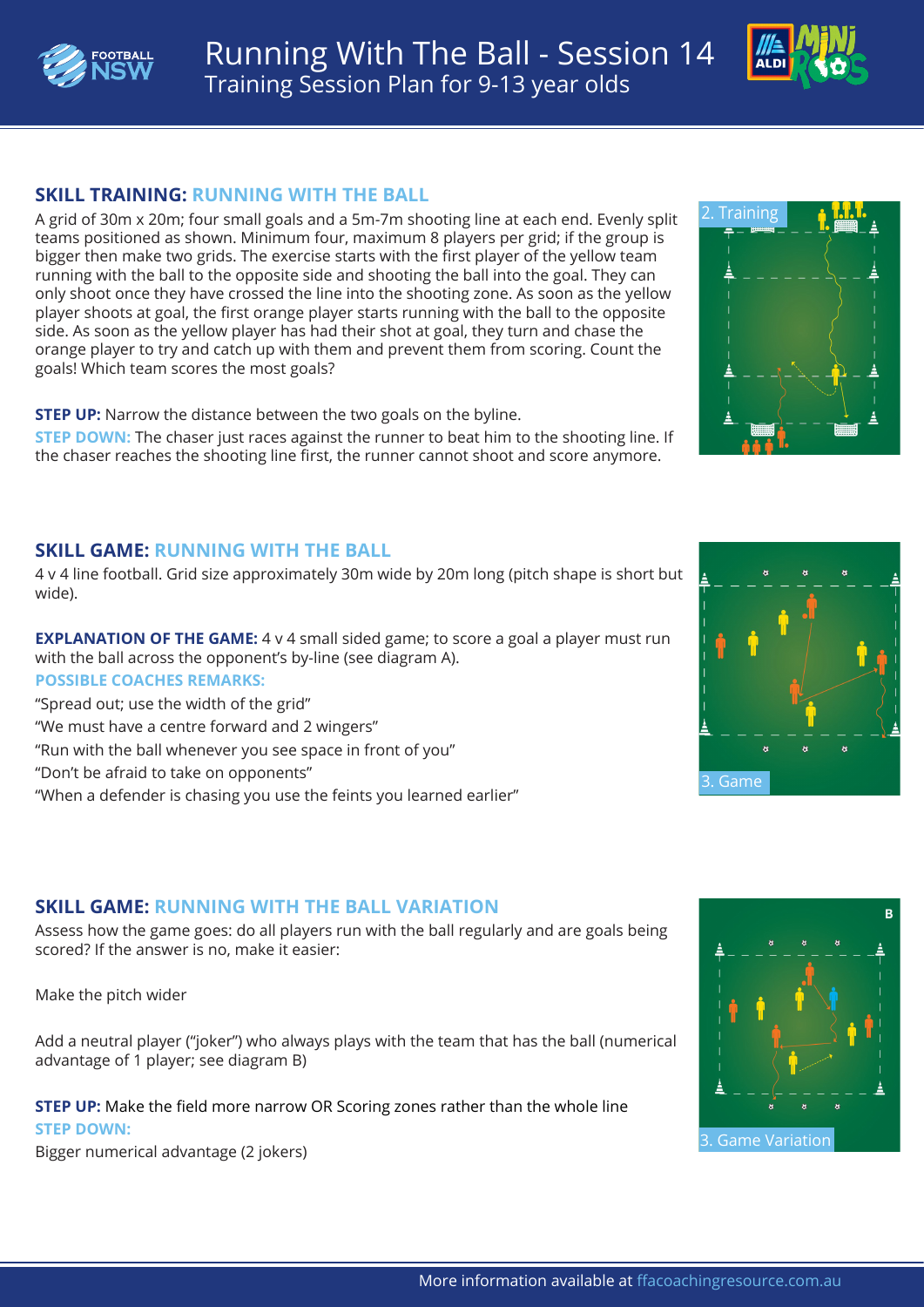# Running With The Ball - Session 14

Training Session Plan for 9-13 year olds

## SKILL TRAINING: RUNNING WITH THE BALL

A grid of 30m x 20m; four small goals and a 5m-7m shooting line at each end. Evenly split teams positioned as shown. Minimum four, maximum 8 players per grid; if the group is bigger then make two grids. The exercise starts with the first player of the yellow team running with the ball to the opposite side and shooting the ball into the goal. They can only shoot once they have crossed the line into the shooting zone. As soon as the yellow player shoots at goal, the first orange player starts running with the ball to the opposite side. As soon as the yellow player has had their shot at goal, they turn and chase the orange player to try and catch up with them and prevent them from scoring. Count the goals! Which team scores the most goals?

**STEP UP:** Narrow the distance between the two goals on the byline.

**STEP DOWN:** The chaser just races against the runner to beat him to the shooting line. If the chaser reaches the shooting line first, the runner cannot shoot and score anymore.

2. Training

## SKILL GAME: RUNNING WITH THE BALL

4 v 4 line football. Grid size approximately 30m wide by 20m long (pitch shape is short but wide).

**EXPLANATION OF THE GAME:** 4 v 4 small sided game; to score a goal a player must run with the ball across the opponent's by-line (see diagram A).

**POSSIBLE COACHES REMARKS:**

"Spread out; use the width of the grid"

"We must have a centre forward and 2 wingers"

"Run with the ball whenever you see space in front of you"

"Don't be afraid to take on opponents"

"When a defender is chasing you use the feints you learned earlier"

3. Game

## SKILL GAME: RUNNING WITH THE BALL VARIATION

Assess how the game goes: do all players run with the ball regularly and are goals being scored? If the answer is no, make it easier:

Make the pitch wider

Add a neutral player ("joker") who always plays with the team that has the ball (numerical advantage of 1 player; see diagram B)

**STEP UP:** Make the field more narrow OR Scoring zones rather than the whole line

**STEP DOWN:**

Bigger numerical advantage (2 jokers)

B

3. Game Variation

More information available at ffacoachingresource.com.au